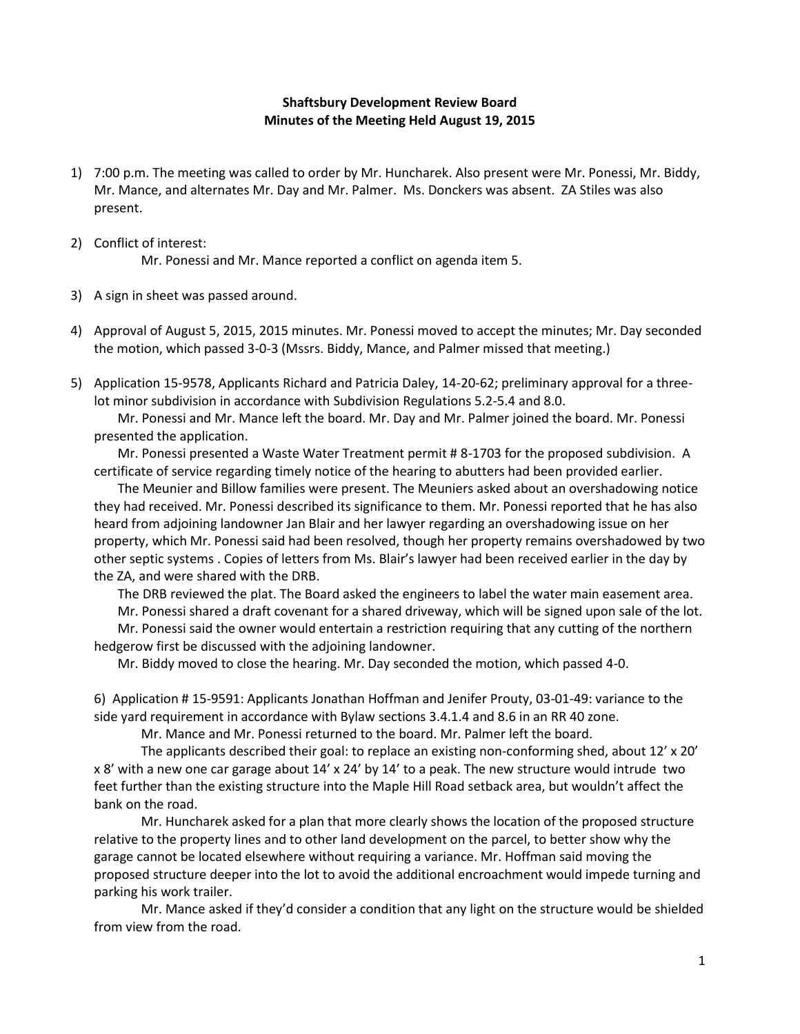**Shaftsbury Development Review Board**
**Minutes of the Meeting Held August 19, 2015**

1) 7:00 p.m. The meeting was called to order by Mr. Huncharek. Also present were Mr. Ponessi, Mr. Biddy, Mr. Mance, and alternates Mr. Day and Mr. Palmer. Ms. Donckers was absent. ZA Stiles was also present.

2) Conflict of interest:

   Mr. Ponessi and Mr. Mance reported a conflict on agenda item 5.

3) A sign in sheet was passed around.

4) Approval of August 5, 2015, 2015 minutes. Mr. Ponessi moved to accept the minutes; Mr. Day seconded the motion, which passed 3-0-3 (Mssrs. Biddy, Mance, and Palmer missed that meeting.)

5) Application 15-9578, Applicants Richard and Patricia Daley, 14-20-62; preliminary approval for a three-lot minor subdivision in accordance with Subdivision Regulations 5.2-5.4 and 8.0.

   Mr. Ponessi and Mr. Mance left the board. Mr. Day and Mr. Palmer joined the board. Mr. Ponessi presented the application.

   Mr. Ponessi presented a Waste Water Treatment permit # 8-1703 for the proposed subdivision. A certificate of service regarding timely notice of the hearing to abutters had been provided earlier.

   The Meunier and Billow families were present. The Meuniers asked about an overshadowing notice they had received. Mr. Ponessi described its significance to them. Mr. Ponessi reported that he has also heard from adjoining landowner Jan Blair and her lawyer regarding an overshadowing issue on her property, which Mr. Ponessi said had been resolved, though her property remains overshadowed by two other septic systems . Copies of letters from Ms. Blair's lawyer had been received earlier in the day by the ZA, and were shared with the DRB.

   The DRB reviewed the plat. The Board asked the engineers to label the water main easement area.

   Mr. Ponessi shared a draft covenant for a shared driveway, which will be signed upon sale of the lot.

   Mr. Ponessi said the owner would entertain a restriction requiring that any cutting of the northern hedgerow first be discussed with the adjoining landowner.

   Mr. Biddy moved to close the hearing. Mr. Day seconded the motion, which passed 4-0.

6) Application # 15-9591: Applicants Jonathan Hoffman and Jenifer Prouty, 03-01-49: variance to the side yard requirement in accordance with Bylaw sections 3.4.1.4 and 8.6 in an RR 40 zone.

   Mr. Mance and Mr. Ponessi returned to the board. Mr. Palmer left the board.

   The applicants described their goal: to replace an existing non-conforming shed, about 12' x 20' x 8' with a new one car garage about 14' x 24' by 14' to a peak. The new structure would intrude two feet further than the existing structure into the Maple Hill Road setback area, but wouldn't affect the bank on the road.

   Mr. Huncharek asked for a plan that more clearly shows the location of the proposed structure relative to the property lines and to other land development on the parcel, to better show why the garage cannot be located elsewhere without requiring a variance. Mr. Hoffman said moving the proposed structure deeper into the lot to avoid the additional encroachment would impede turning and parking his work trailer.

   Mr. Mance asked if they'd consider a condition that any light on the structure would be shielded from view from the road.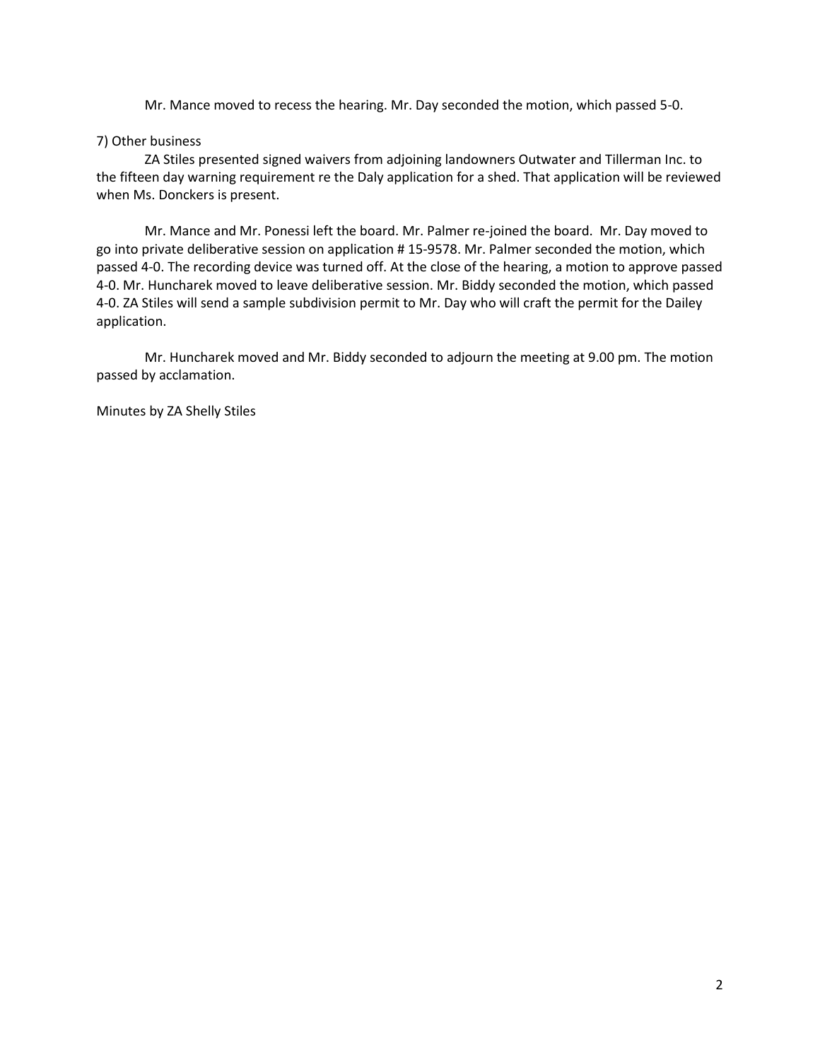Mr. Mance moved to recess the hearing. Mr. Day seconded the motion, which passed 5-0.

7) Other business

ZA Stiles presented signed waivers from adjoining landowners Outwater and Tillerman Inc. to the fifteen day warning requirement re the Daly application for a shed. That application will be reviewed when Ms. Donckers is present.

Mr. Mance and Mr. Ponessi left the board. Mr. Palmer re-joined the board. Mr. Day moved to go into private deliberative session on application # 15-9578. Mr. Palmer seconded the motion, which passed 4-0. The recording device was turned off. At the close of the hearing, a motion to approve passed 4-0. Mr. Huncharek moved to leave deliberative session. Mr. Biddy seconded the motion, which passed 4-0. ZA Stiles will send a sample subdivision permit to Mr. Day who will craft the permit for the Dailey application.

Mr. Huncharek moved and Mr. Biddy seconded to adjourn the meeting at 9.00 pm. The motion passed by acclamation.

Minutes by ZA Shelly Stiles